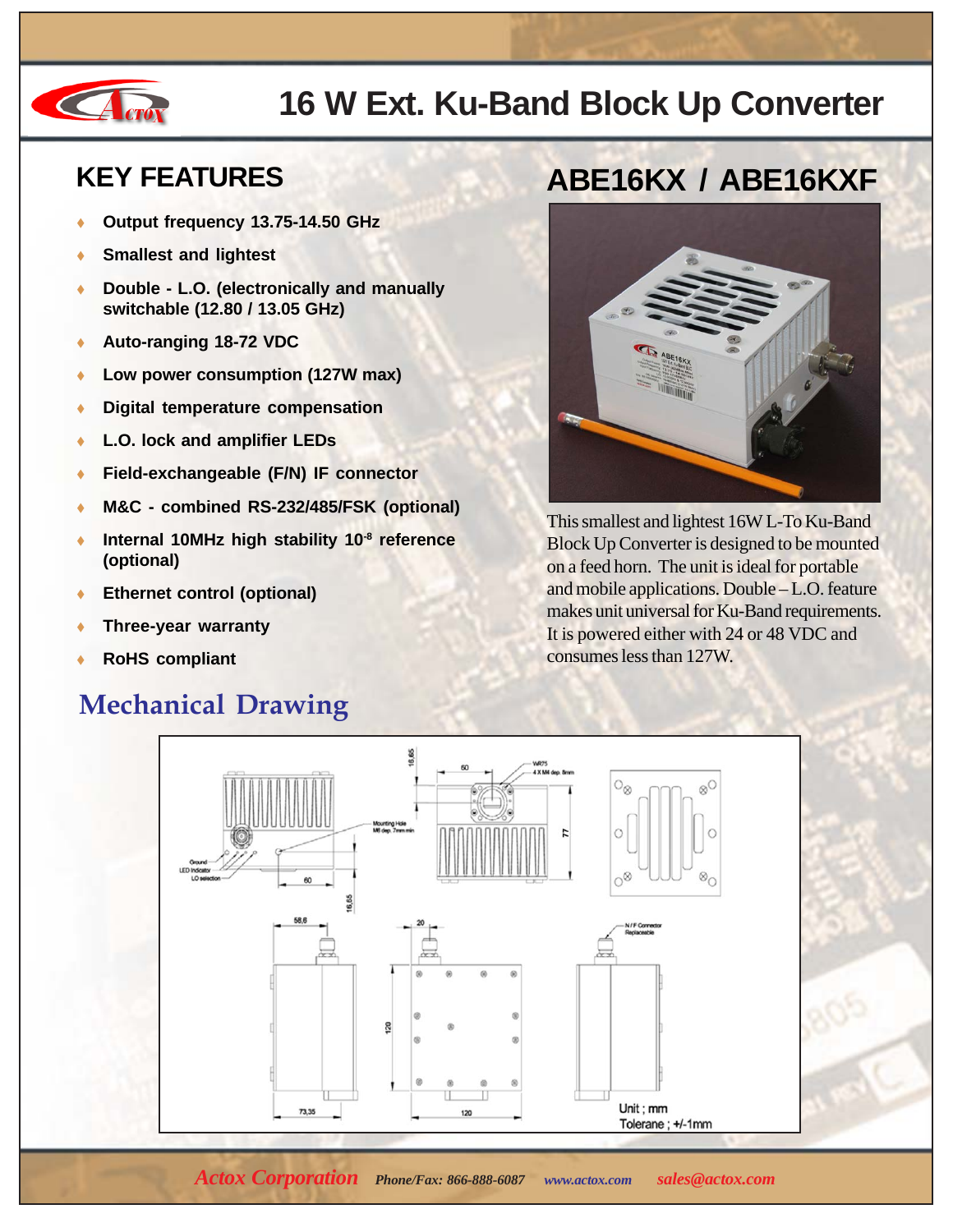# 16 W Ext. Ku-Band Block Up Converter

## KEY FEATURES

- Output frequency 13.75-14.50 GHz
- Smallest and lightest
- Double - L.O. (electronically and manually switchable (12.80 / 13.05 GHz)
- Auto-ranging 18-72 VDC
- Low power consumption (127W max)
- Digital temperature compensation
- L.O. lock and amplifier LEDs
- Field-exchangeable (F/N) IF connector
- M&C - combined RS-232/485/FSK (optional)
- Internal 10MHz high stability $10^{-8}$ reference (optional)
- Ethernet control (optional)
- Three-year warranty
- RoHS compliant

## ABE16KX / ABE16KXF

This smallest and lightest 16W L-To Ku-Band Block Up Converter is designed to be mounted on a feed horn. The unit is ideal for portable and mobile applications. Double – L.O. feature makes unit universal for Ku-Band requirements. It is powered either with 24 or 48 VDC and consumes less than 127W.

## Mechanical Drawing

Unit ; mm
Tolerane ; +/-1mm

*Actox Corporation* *Phone/Fax: 866-888-6087* *www.actox.com* *sales@actox.com*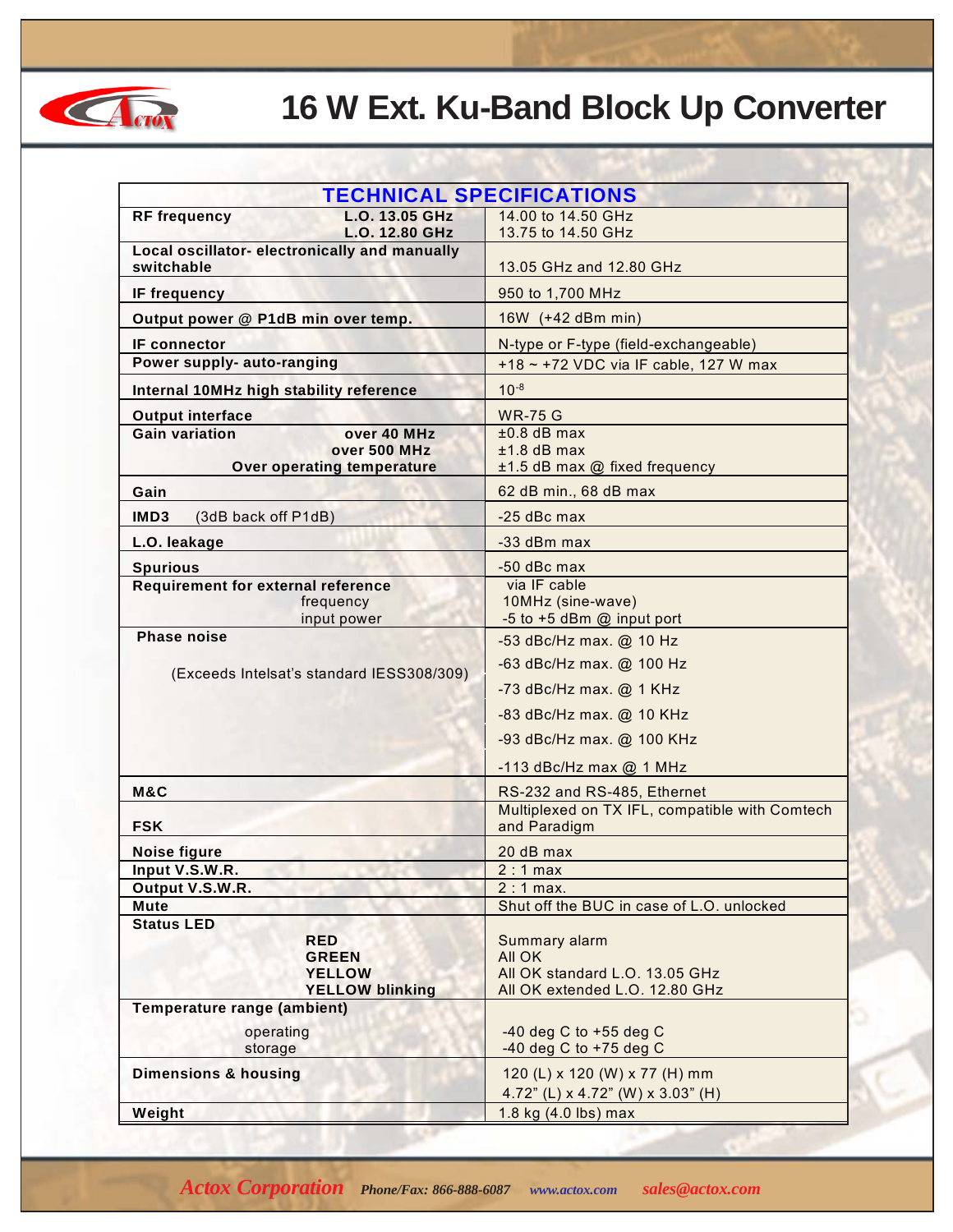# 16 W Ext. Ku-Band Block Up Converter

## TECHNICAL SPECIFICATIONS

| | |
|---|---|
| **RF frequency** **L.O. 13.05 GHz** / **L.O. 12.80 GHz** | 14.00 to 14.50 GHz / 13.75 to 14.50 GHz |
| **Local oscillator- electronically and manually switchable** | 13.05 GHz and 12.80 GHz |
| **IF frequency** | 950 to 1,700 MHz |
| **Output power @ P1dB min over temp.** | 16W (+42 dBm min) |
| **IF connector** | N-type or F-type (field-exchangeable) |
| **Power supply- auto-ranging** | +18 ~ +72 VDC via IF cable, 127 W max |
| **Internal 10MHz high stability reference** | $10^{-8}$ |
| **Output interface** | WR-75 G |
| **Gain variation** **over 40 MHz** / **over 500 MHz** / **Over operating temperature** | ±0.8 dB max / ±1.8 dB max / ±1.5 dB max @ fixed frequency |
| **Gain** | 62 dB min., 68 dB max |
| **IMD3** (3dB back off P1dB) | -25 dBc max |
| **L.O. leakage** | -33 dBm max |
| **Spurious** | -50 dBc max |
| **Requirement for external reference** / frequency / input power | via IF cable / 10MHz (sine-wave) / -5 to +5 dBm @ input port |
| **Phase noise** (Exceeds Intelsat's standard IESS308/309) | -53 dBc/Hz max. @ 10 Hz / -63 dBc/Hz max. @ 100 Hz / -73 dBc/Hz max. @ 1 KHz / -83 dBc/Hz max. @ 10 KHz / -93 dBc/Hz max. @ 100 KHz / -113 dBc/Hz max @ 1 MHz |
| **M&C** | RS-232 and RS-485, Ethernet |
| **FSK** | Multiplexed on TX IFL, compatible with Comtech and Paradigm |
| **Noise figure** | 20 dB max |
| **Input V.S.W.R.** | 2 : 1 max |
| **Output V.S.W.R.** | 2 : 1 max. |
| **Mute** | Shut off the BUC in case of L.O. unlocked |
| **Status LED** **RED** / **GREEN** / **YELLOW** / **YELLOW blinking** | Summary alarm / All OK / All OK standard L.O. 13.05 GHz / All OK extended L.O. 12.80 GHz |
| **Temperature range (ambient)** operating / storage | -40 deg C to +55 deg C / -40 deg C to +75 deg C |
| **Dimensions & housing** | 120 (L) x 120 (W) x 77 (H) mm / 4.72" (L) x 4.72" (W) x 3.03" (H) |
| **Weight** | 1.8 kg (4.0 lbs) max |

*Actox Corporation* *Phone/Fax: 866-888-6087* *www.actox.com* *sales@actox.com*